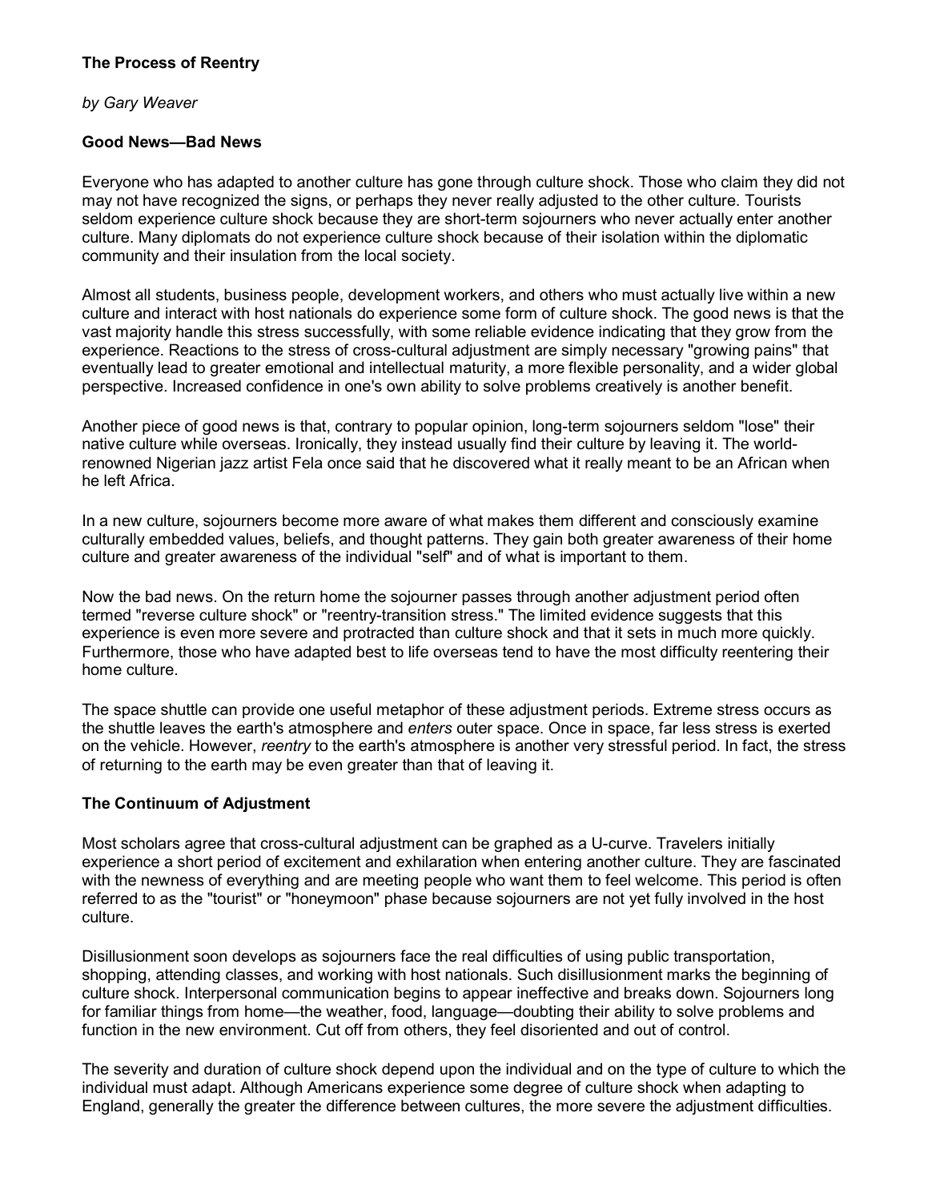# The Process of Reentry

*by Gary Weaver*

## Good News—Bad News

Everyone who has adapted to another culture has gone through culture shock. Those who claim they did not may not have recognized the signs, or perhaps they never really adjusted to the other culture. Tourists seldom experience culture shock because they are short-term sojourners who never actually enter another culture. Many diplomats do not experience culture shock because of their isolation within the diplomatic community and their insulation from the local society.

Almost all students, business people, development workers, and others who must actually live within a new culture and interact with host nationals do experience some form of culture shock. The good news is that the vast majority handle this stress successfully, with some reliable evidence indicating that they grow from the experience. Reactions to the stress of cross-cultural adjustment are simply necessary "growing pains" that eventually lead to greater emotional and intellectual maturity, a more flexible personality, and a wider global perspective. Increased confidence in one's own ability to solve problems creatively is another benefit.

Another piece of good news is that, contrary to popular opinion, long-term sojourners seldom "lose" their native culture while overseas. Ironically, they instead usually find their culture by leaving it. The world-renowned Nigerian jazz artist Fela once said that he discovered what it really meant to be an African when he left Africa.

In a new culture, sojourners become more aware of what makes them different and consciously examine culturally embedded values, beliefs, and thought patterns. They gain both greater awareness of their home culture and greater awareness of the individual "self" and of what is important to them.

Now the bad news. On the return home the sojourner passes through another adjustment period often termed "reverse culture shock" or "reentry-transition stress." The limited evidence suggests that this experience is even more severe and protracted than culture shock and that it sets in much more quickly. Furthermore, those who have adapted best to life overseas tend to have the most difficulty reentering their home culture.

The space shuttle can provide one useful metaphor of these adjustment periods. Extreme stress occurs as the shuttle leaves the earth's atmosphere and *enters* outer space. Once in space, far less stress is exerted on the vehicle. However, *reentry* to the earth's atmosphere is another very stressful period. In fact, the stress of returning to the earth may be even greater than that of leaving it.

## The Continuum of Adjustment

Most scholars agree that cross-cultural adjustment can be graphed as a U-curve. Travelers initially experience a short period of excitement and exhilaration when entering another culture. They are fascinated with the newness of everything and are meeting people who want them to feel welcome. This period is often referred to as the "tourist" or "honeymoon" phase because sojourners are not yet fully involved in the host culture.

Disillusionment soon develops as sojourners face the real difficulties of using public transportation, shopping, attending classes, and working with host nationals. Such disillusionment marks the beginning of culture shock. Interpersonal communication begins to appear ineffective and breaks down. Sojourners long for familiar things from home—the weather, food, language—doubting their ability to solve problems and function in the new environment. Cut off from others, they feel disoriented and out of control.

The severity and duration of culture shock depend upon the individual and on the type of culture to which the individual must adapt. Although Americans experience some degree of culture shock when adapting to England, generally the greater the difference between cultures, the more severe the adjustment difficulties.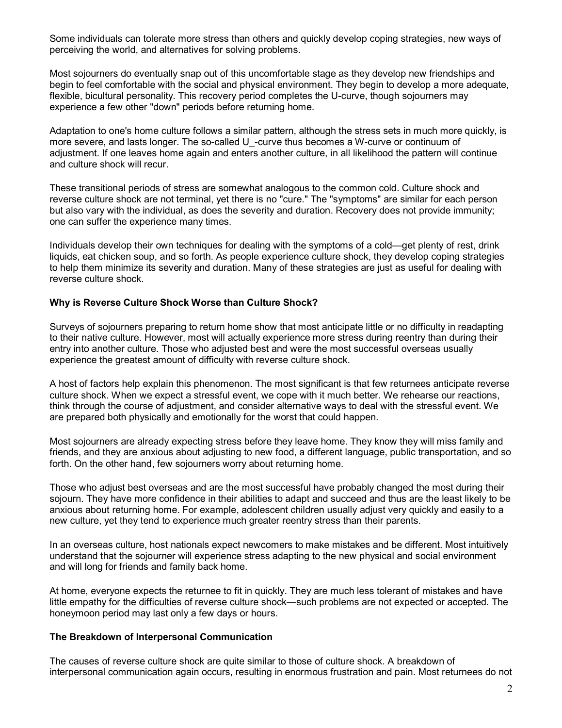Some individuals can tolerate more stress than others and quickly develop coping strategies, new ways of perceiving the world, and alternatives for solving problems.

Most sojourners do eventually snap out of this uncomfortable stage as they develop new friendships and begin to feel comfortable with the social and physical environment. They begin to develop a more adequate, flexible, bicultural personality. This recovery period completes the U-curve, though sojourners may experience a few other "down" periods before returning home.

Adaptation to one's home culture follows a similar pattern, although the stress sets in much more quickly, is more severe, and lasts longer. The so-called U_-curve thus becomes a W-curve or continuum of adjustment. If one leaves home again and enters another culture, in all likelihood the pattern will continue and culture shock will recur.

These transitional periods of stress are somewhat analogous to the common cold. Culture shock and reverse culture shock are not terminal, yet there is no "cure." The "symptoms" are similar for each person but also vary with the individual, as does the severity and duration. Recovery does not provide immunity; one can suffer the experience many times.

Individuals develop their own techniques for dealing with the symptoms of a cold—get plenty of rest, drink liquids, eat chicken soup, and so forth. As people experience culture shock, they develop coping strategies to help them minimize its severity and duration. Many of these strategies are just as useful for dealing with reverse culture shock.

**Why is Reverse Culture Shock Worse than Culture Shock?**

Surveys of sojourners preparing to return home show that most anticipate little or no difficulty in readapting to their native culture. However, most will actually experience more stress during reentry than during their entry into another culture. Those who adjusted best and were the most successful overseas usually experience the greatest amount of difficulty with reverse culture shock.

A host of factors help explain this phenomenon. The most significant is that few returnees anticipate reverse culture shock. When we expect a stressful event, we cope with it much better. We rehearse our reactions, think through the course of adjustment, and consider alternative ways to deal with the stressful event. We are prepared both physically and emotionally for the worst that could happen.

Most sojourners are already expecting stress before they leave home. They know they will miss family and friends, and they are anxious about adjusting to new food, a different language, public transportation, and so forth. On the other hand, few sojourners worry about returning home.

Those who adjust best overseas and are the most successful have probably changed the most during their sojourn. They have more confidence in their abilities to adapt and succeed and thus are the least likely to be anxious about returning home. For example, adolescent children usually adjust very quickly and easily to a new culture, yet they tend to experience much greater reentry stress than their parents.

In an overseas culture, host nationals expect newcomers to make mistakes and be different. Most intuitively understand that the sojourner will experience stress adapting to the new physical and social environment and will long for friends and family back home.

At home, everyone expects the returnee to fit in quickly. They are much less tolerant of mistakes and have little empathy for the difficulties of reverse culture shock—such problems are not expected or accepted. The honeymoon period may last only a few days or hours.

**The Breakdown of Interpersonal Communication**

The causes of reverse culture shock are quite similar to those of culture shock. A breakdown of interpersonal communication again occurs, resulting in enormous frustration and pain. Most returnees do not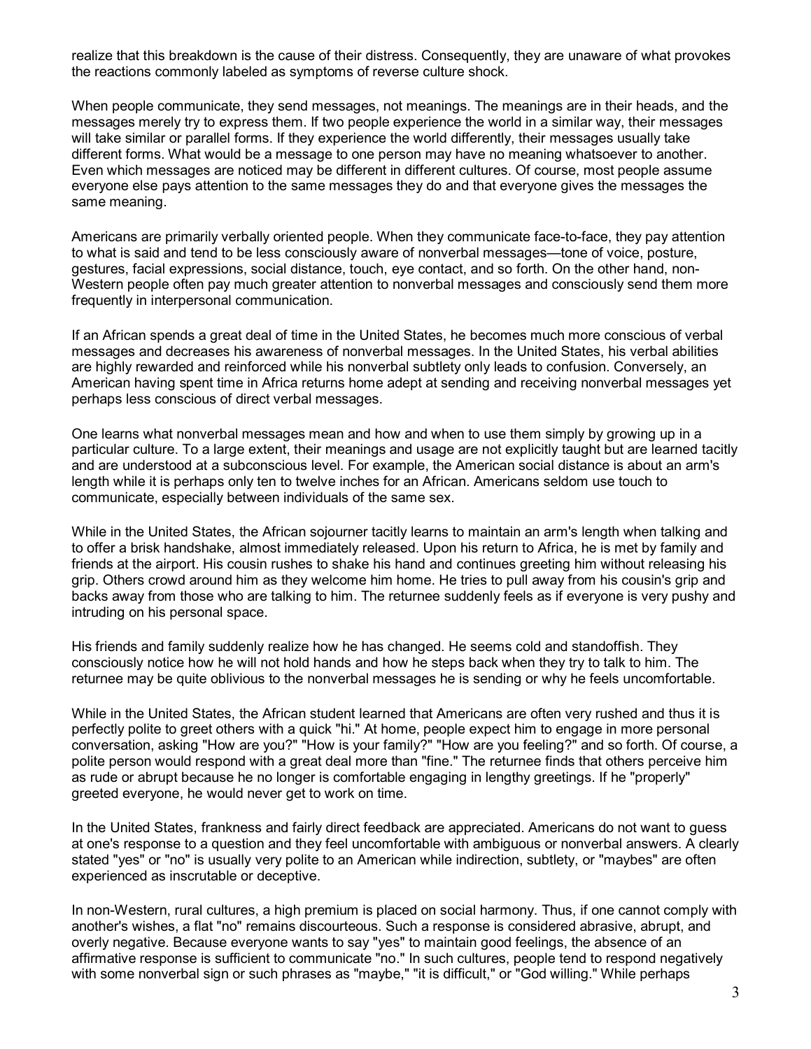realize that this breakdown is the cause of their distress. Consequently, they are unaware of what provokes the reactions commonly labeled as symptoms of reverse culture shock.

When people communicate, they send messages, not meanings. The meanings are in their heads, and the messages merely try to express them. If two people experience the world in a similar way, their messages will take similar or parallel forms. If they experience the world differently, their messages usually take different forms. What would be a message to one person may have no meaning whatsoever to another. Even which messages are noticed may be different in different cultures. Of course, most people assume everyone else pays attention to the same messages they do and that everyone gives the messages the same meaning.

Americans are primarily verbally oriented people. When they communicate face-to-face, they pay attention to what is said and tend to be less consciously aware of nonverbal messages—tone of voice, posture, gestures, facial expressions, social distance, touch, eye contact, and so forth. On the other hand, non-Western people often pay much greater attention to nonverbal messages and consciously send them more frequently in interpersonal communication.

If an African spends a great deal of time in the United States, he becomes much more conscious of verbal messages and decreases his awareness of nonverbal messages. In the United States, his verbal abilities are highly rewarded and reinforced while his nonverbal subtlety only leads to confusion. Conversely, an American having spent time in Africa returns home adept at sending and receiving nonverbal messages yet perhaps less conscious of direct verbal messages.

One learns what nonverbal messages mean and how and when to use them simply by growing up in a particular culture. To a large extent, their meanings and usage are not explicitly taught but are learned tacitly and are understood at a subconscious level. For example, the American social distance is about an arm's length while it is perhaps only ten to twelve inches for an African. Americans seldom use touch to communicate, especially between individuals of the same sex.

While in the United States, the African sojourner tacitly learns to maintain an arm's length when talking and to offer a brisk handshake, almost immediately released. Upon his return to Africa, he is met by family and friends at the airport. His cousin rushes to shake his hand and continues greeting him without releasing his grip. Others crowd around him as they welcome him home. He tries to pull away from his cousin's grip and backs away from those who are talking to him. The returnee suddenly feels as if everyone is very pushy and intruding on his personal space.

His friends and family suddenly realize how he has changed. He seems cold and standoffish. They consciously notice how he will not hold hands and how he steps back when they try to talk to him. The returnee may be quite oblivious to the nonverbal messages he is sending or why he feels uncomfortable.

While in the United States, the African student learned that Americans are often very rushed and thus it is perfectly polite to greet others with a quick "hi." At home, people expect him to engage in more personal conversation, asking "How are you?" "How is your family?" "How are you feeling?" and so forth. Of course, a polite person would respond with a great deal more than "fine." The returnee finds that others perceive him as rude or abrupt because he no longer is comfortable engaging in lengthy greetings. If he "properly" greeted everyone, he would never get to work on time.

In the United States, frankness and fairly direct feedback are appreciated. Americans do not want to guess at one's response to a question and they feel uncomfortable with ambiguous or nonverbal answers. A clearly stated "yes" or "no" is usually very polite to an American while indirection, subtlety, or "maybes" are often experienced as inscrutable or deceptive.

In non-Western, rural cultures, a high premium is placed on social harmony. Thus, if one cannot comply with another's wishes, a flat "no" remains discourteous. Such a response is considered abrasive, abrupt, and overly negative. Because everyone wants to say "yes" to maintain good feelings, the absence of an affirmative response is sufficient to communicate "no." In such cultures, people tend to respond negatively with some nonverbal sign or such phrases as "maybe," "it is difficult," or "God willing." While perhaps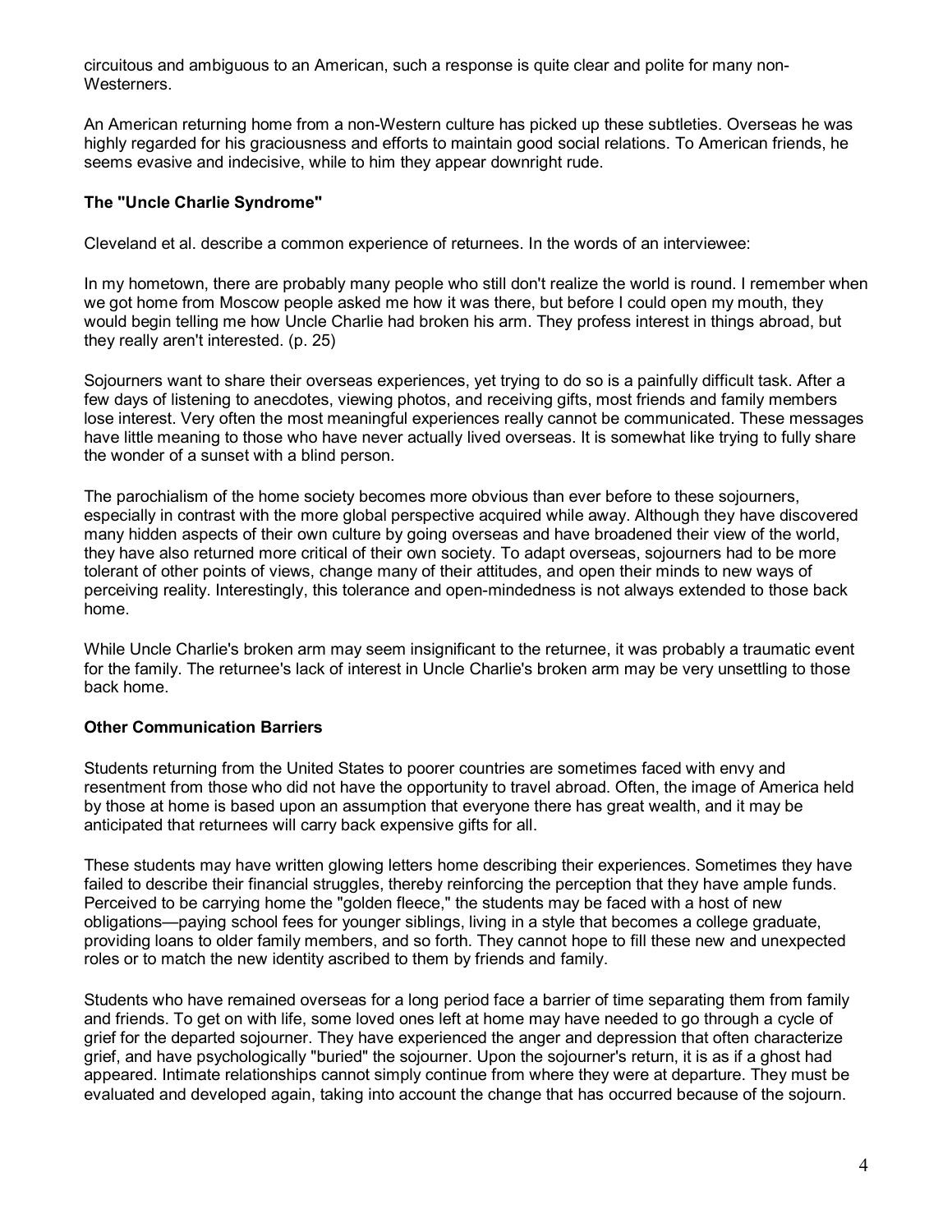circuitous and ambiguous to an American, such a response is quite clear and polite for many non-Westerners.

An American returning home from a non-Western culture has picked up these subtleties. Overseas he was highly regarded for his graciousness and efforts to maintain good social relations. To American friends, he seems evasive and indecisive, while to him they appear downright rude.

### The "Uncle Charlie Syndrome"

Cleveland et al. describe a common experience of returnees. In the words of an interviewee:

In my hometown, there are probably many people who still don't realize the world is round. I remember when we got home from Moscow people asked me how it was there, but before I could open my mouth, they would begin telling me how Uncle Charlie had broken his arm. They profess interest in things abroad, but they really aren't interested. (p. 25)

Sojourners want to share their overseas experiences, yet trying to do so is a painfully difficult task. After a few days of listening to anecdotes, viewing photos, and receiving gifts, most friends and family members lose interest. Very often the most meaningful experiences really cannot be communicated. These messages have little meaning to those who have never actually lived overseas. It is somewhat like trying to fully share the wonder of a sunset with a blind person.

The parochialism of the home society becomes more obvious than ever before to these sojourners, especially in contrast with the more global perspective acquired while away. Although they have discovered many hidden aspects of their own culture by going overseas and have broadened their view of the world, they have also returned more critical of their own society. To adapt overseas, sojourners had to be more tolerant of other points of views, change many of their attitudes, and open their minds to new ways of perceiving reality. Interestingly, this tolerance and open-mindedness is not always extended to those back home.

While Uncle Charlie's broken arm may seem insignificant to the returnee, it was probably a traumatic event for the family. The returnee's lack of interest in Uncle Charlie's broken arm may be very unsettling to those back home.

### Other Communication Barriers

Students returning from the United States to poorer countries are sometimes faced with envy and resentment from those who did not have the opportunity to travel abroad. Often, the image of America held by those at home is based upon an assumption that everyone there has great wealth, and it may be anticipated that returnees will carry back expensive gifts for all.

These students may have written glowing letters home describing their experiences. Sometimes they have failed to describe their financial struggles, thereby reinforcing the perception that they have ample funds. Perceived to be carrying home the "golden fleece," the students may be faced with a host of new obligations—paying school fees for younger siblings, living in a style that becomes a college graduate, providing loans to older family members, and so forth. They cannot hope to fill these new and unexpected roles or to match the new identity ascribed to them by friends and family.

Students who have remained overseas for a long period face a barrier of time separating them from family and friends. To get on with life, some loved ones left at home may have needed to go through a cycle of grief for the departed sojourner. They have experienced the anger and depression that often characterize grief, and have psychologically "buried" the sojourner. Upon the sojourner's return, it is as if a ghost had appeared. Intimate relationships cannot simply continue from where they were at departure. They must be evaluated and developed again, taking into account the change that has occurred because of the sojourn.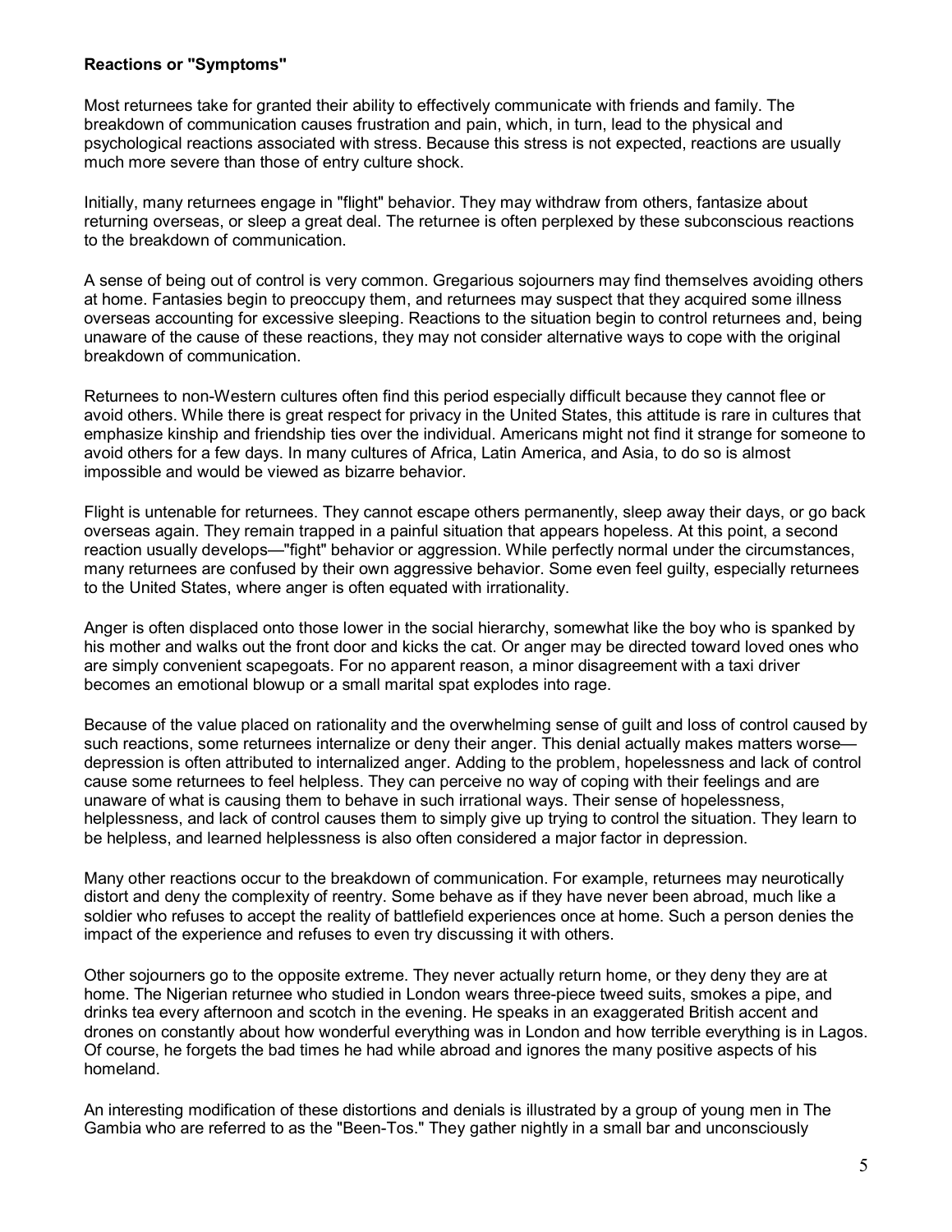**Reactions or "Symptoms"**

Most returnees take for granted their ability to effectively communicate with friends and family. The breakdown of communication causes frustration and pain, which, in turn, lead to the physical and psychological reactions associated with stress. Because this stress is not expected, reactions are usually much more severe than those of entry culture shock.

Initially, many returnees engage in "flight" behavior. They may withdraw from others, fantasize about returning overseas, or sleep a great deal. The returnee is often perplexed by these subconscious reactions to the breakdown of communication.

A sense of being out of control is very common. Gregarious sojourners may find themselves avoiding others at home. Fantasies begin to preoccupy them, and returnees may suspect that they acquired some illness overseas accounting for excessive sleeping. Reactions to the situation begin to control returnees and, being unaware of the cause of these reactions, they may not consider alternative ways to cope with the original breakdown of communication.

Returnees to non-Western cultures often find this period especially difficult because they cannot flee or avoid others. While there is great respect for privacy in the United States, this attitude is rare in cultures that emphasize kinship and friendship ties over the individual. Americans might not find it strange for someone to avoid others for a few days. In many cultures of Africa, Latin America, and Asia, to do so is almost impossible and would be viewed as bizarre behavior.

Flight is untenable for returnees. They cannot escape others permanently, sleep away their days, or go back overseas again. They remain trapped in a painful situation that appears hopeless. At this point, a second reaction usually develops—"fight" behavior or aggression. While perfectly normal under the circumstances, many returnees are confused by their own aggressive behavior. Some even feel guilty, especially returnees to the United States, where anger is often equated with irrationality.

Anger is often displaced onto those lower in the social hierarchy, somewhat like the boy who is spanked by his mother and walks out the front door and kicks the cat. Or anger may be directed toward loved ones who are simply convenient scapegoats. For no apparent reason, a minor disagreement with a taxi driver becomes an emotional blowup or a small marital spat explodes into rage.

Because of the value placed on rationality and the overwhelming sense of guilt and loss of control caused by such reactions, some returnees internalize or deny their anger. This denial actually makes matters worse—depression is often attributed to internalized anger. Adding to the problem, hopelessness and lack of control cause some returnees to feel helpless. They can perceive no way of coping with their feelings and are unaware of what is causing them to behave in such irrational ways. Their sense of hopelessness, helplessness, and lack of control causes them to simply give up trying to control the situation. They learn to be helpless, and learned helplessness is also often considered a major factor in depression.

Many other reactions occur to the breakdown of communication. For example, returnees may neurotically distort and deny the complexity of reentry. Some behave as if they have never been abroad, much like a soldier who refuses to accept the reality of battlefield experiences once at home. Such a person denies the impact of the experience and refuses to even try discussing it with others.

Other sojourners go to the opposite extreme. They never actually return home, or they deny they are at home. The Nigerian returnee who studied in London wears three-piece tweed suits, smokes a pipe, and drinks tea every afternoon and scotch in the evening. He speaks in an exaggerated British accent and drones on constantly about how wonderful everything was in London and how terrible everything is in Lagos. Of course, he forgets the bad times he had while abroad and ignores the many positive aspects of his homeland.

An interesting modification of these distortions and denials is illustrated by a group of young men in The Gambia who are referred to as the "Been-Tos." They gather nightly in a small bar and unconsciously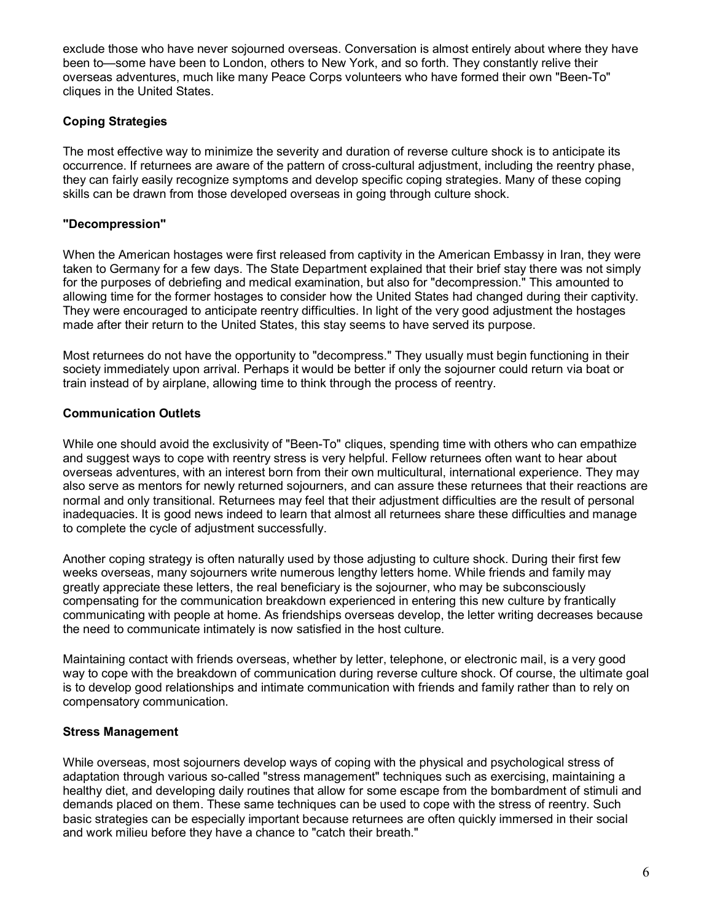exclude those who have never sojourned overseas. Conversation is almost entirely about where they have been to—some have been to London, others to New York, and so forth. They constantly relive their overseas adventures, much like many Peace Corps volunteers who have formed their own "Been-To" cliques in the United States.

### Coping Strategies

The most effective way to minimize the severity and duration of reverse culture shock is to anticipate its occurrence. If returnees are aware of the pattern of cross-cultural adjustment, including the reentry phase, they can fairly easily recognize symptoms and develop specific coping strategies. Many of these coping skills can be drawn from those developed overseas in going through culture shock.

### "Decompression"

When the American hostages were first released from captivity in the American Embassy in Iran, they were taken to Germany for a few days. The State Department explained that their brief stay there was not simply for the purposes of debriefing and medical examination, but also for "decompression." This amounted to allowing time for the former hostages to consider how the United States had changed during their captivity. They were encouraged to anticipate reentry difficulties. In light of the very good adjustment the hostages made after their return to the United States, this stay seems to have served its purpose.

Most returnees do not have the opportunity to "decompress." They usually must begin functioning in their society immediately upon arrival. Perhaps it would be better if only the sojourner could return via boat or train instead of by airplane, allowing time to think through the process of reentry.

### Communication Outlets

While one should avoid the exclusivity of "Been-To" cliques, spending time with others who can empathize and suggest ways to cope with reentry stress is very helpful. Fellow returnees often want to hear about overseas adventures, with an interest born from their own multicultural, international experience. They may also serve as mentors for newly returned sojourners, and can assure these returnees that their reactions are normal and only transitional. Returnees may feel that their adjustment difficulties are the result of personal inadequacies. It is good news indeed to learn that almost all returnees share these difficulties and manage to complete the cycle of adjustment successfully.

Another coping strategy is often naturally used by those adjusting to culture shock. During their first few weeks overseas, many sojourners write numerous lengthy letters home. While friends and family may greatly appreciate these letters, the real beneficiary is the sojourner, who may be subconsciously compensating for the communication breakdown experienced in entering this new culture by frantically communicating with people at home. As friendships overseas develop, the letter writing decreases because the need to communicate intimately is now satisfied in the host culture.

Maintaining contact with friends overseas, whether by letter, telephone, or electronic mail, is a very good way to cope with the breakdown of communication during reverse culture shock. Of course, the ultimate goal is to develop good relationships and intimate communication with friends and family rather than to rely on compensatory communication.

### Stress Management

While overseas, most sojourners develop ways of coping with the physical and psychological stress of adaptation through various so-called "stress management" techniques such as exercising, maintaining a healthy diet, and developing daily routines that allow for some escape from the bombardment of stimuli and demands placed on them. These same techniques can be used to cope with the stress of reentry. Such basic strategies can be especially important because returnees are often quickly immersed in their social and work milieu before they have a chance to "catch their breath."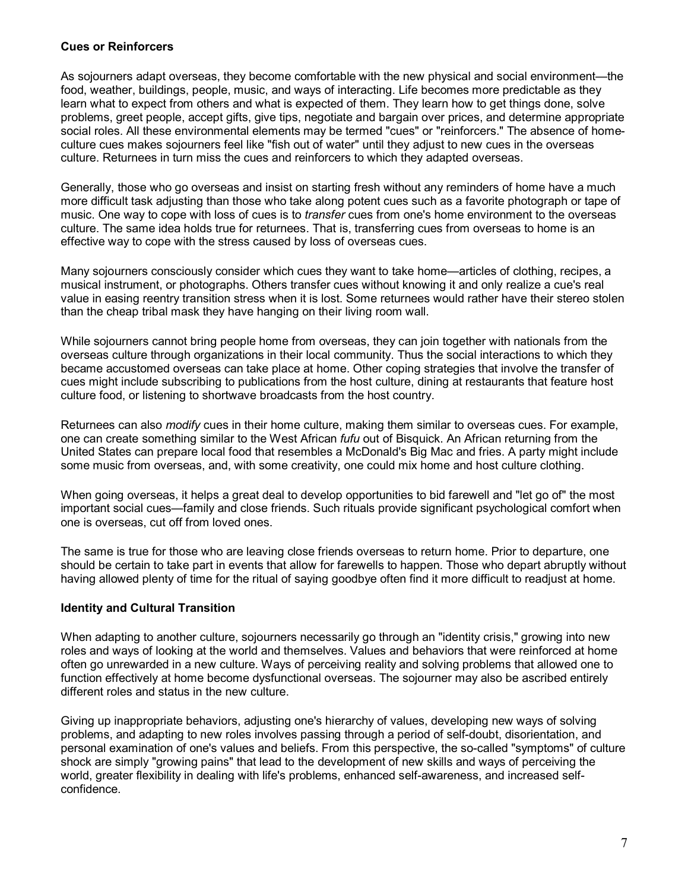### Cues or Reinforcers

As sojourners adapt overseas, they become comfortable with the new physical and social environment—the food, weather, buildings, people, music, and ways of interacting. Life becomes more predictable as they learn what to expect from others and what is expected of them. They learn how to get things done, solve problems, greet people, accept gifts, give tips, negotiate and bargain over prices, and determine appropriate social roles. All these environmental elements may be termed "cues" or "reinforcers." The absence of home-culture cues makes sojourners feel like "fish out of water" until they adjust to new cues in the overseas culture. Returnees in turn miss the cues and reinforcers to which they adapted overseas.

Generally, those who go overseas and insist on starting fresh without any reminders of home have a much more difficult task adjusting than those who take along potent cues such as a favorite photograph or tape of music. One way to cope with loss of cues is to *transfer* cues from one's home environment to the overseas culture. The same idea holds true for returnees. That is, transferring cues from overseas to home is an effective way to cope with the stress caused by loss of overseas cues.

Many sojourners consciously consider which cues they want to take home—articles of clothing, recipes, a musical instrument, or photographs. Others transfer cues without knowing it and only realize a cue's real value in easing reentry transition stress when it is lost. Some returnees would rather have their stereo stolen than the cheap tribal mask they have hanging on their living room wall.

While sojourners cannot bring people home from overseas, they can join together with nationals from the overseas culture through organizations in their local community. Thus the social interactions to which they became accustomed overseas can take place at home. Other coping strategies that involve the transfer of cues might include subscribing to publications from the host culture, dining at restaurants that feature host culture food, or listening to shortwave broadcasts from the host country.

Returnees can also *modify* cues in their home culture, making them similar to overseas cues. For example, one can create something similar to the West African *fufu* out of Bisquick. An African returning from the United States can prepare local food that resembles a McDonald's Big Mac and fries. A party might include some music from overseas, and, with some creativity, one could mix home and host culture clothing.

When going overseas, it helps a great deal to develop opportunities to bid farewell and "let go of" the most important social cues—family and close friends. Such rituals provide significant psychological comfort when one is overseas, cut off from loved ones.

The same is true for those who are leaving close friends overseas to return home. Prior to departure, one should be certain to take part in events that allow for farewells to happen. Those who depart abruptly without having allowed plenty of time for the ritual of saying goodbye often find it more difficult to readjust at home.

### Identity and Cultural Transition

When adapting to another culture, sojourners necessarily go through an "identity crisis," growing into new roles and ways of looking at the world and themselves. Values and behaviors that were reinforced at home often go unrewarded in a new culture. Ways of perceiving reality and solving problems that allowed one to function effectively at home become dysfunctional overseas. The sojourner may also be ascribed entirely different roles and status in the new culture.

Giving up inappropriate behaviors, adjusting one's hierarchy of values, developing new ways of solving problems, and adapting to new roles involves passing through a period of self-doubt, disorientation, and personal examination of one's values and beliefs. From this perspective, the so-called "symptoms" of culture shock are simply "growing pains" that lead to the development of new skills and ways of perceiving the world, greater flexibility in dealing with life's problems, enhanced self-awareness, and increased self-confidence.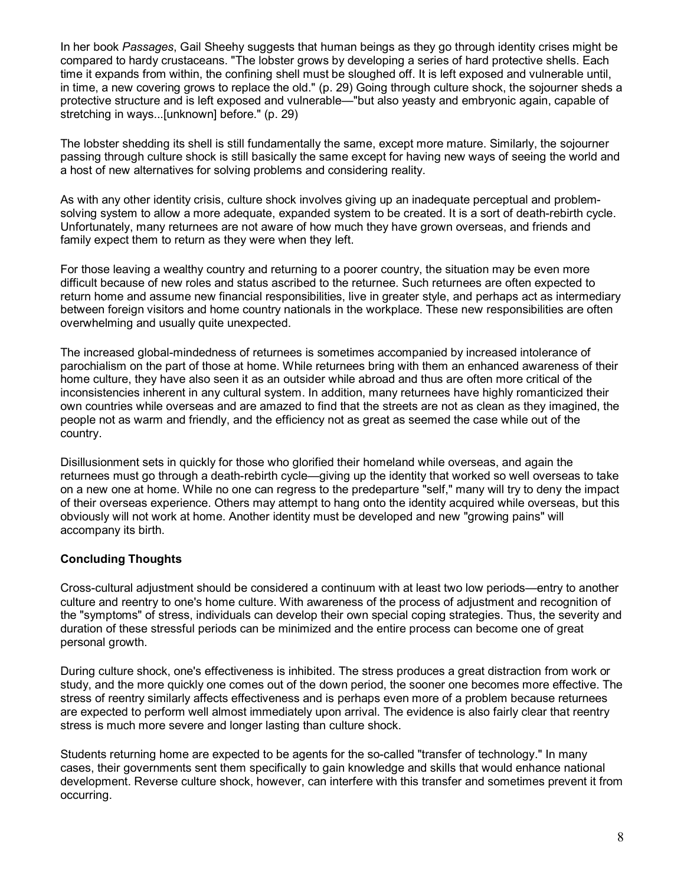In her book *Passages*, Gail Sheehy suggests that human beings as they go through identity crises might be compared to hardy crustaceans. "The lobster grows by developing a series of hard protective shells. Each time it expands from within, the confining shell must be sloughed off. It is left exposed and vulnerable until, in time, a new covering grows to replace the old." (p. 29) Going through culture shock, the sojourner sheds a protective structure and is left exposed and vulnerable—"but also yeasty and embryonic again, capable of stretching in ways...[unknown] before." (p. 29)

The lobster shedding its shell is still fundamentally the same, except more mature. Similarly, the sojourner passing through culture shock is still basically the same except for having new ways of seeing the world and a host of new alternatives for solving problems and considering reality.

As with any other identity crisis, culture shock involves giving up an inadequate perceptual and problem-solving system to allow a more adequate, expanded system to be created. It is a sort of death-rebirth cycle. Unfortunately, many returnees are not aware of how much they have grown overseas, and friends and family expect them to return as they were when they left.

For those leaving a wealthy country and returning to a poorer country, the situation may be even more difficult because of new roles and status ascribed to the returnee. Such returnees are often expected to return home and assume new financial responsibilities, live in greater style, and perhaps act as intermediary between foreign visitors and home country nationals in the workplace. These new responsibilities are often overwhelming and usually quite unexpected.

The increased global-mindedness of returnees is sometimes accompanied by increased intolerance of parochialism on the part of those at home. While returnees bring with them an enhanced awareness of their home culture, they have also seen it as an outsider while abroad and thus are often more critical of the inconsistencies inherent in any cultural system. In addition, many returnees have highly romanticized their own countries while overseas and are amazed to find that the streets are not as clean as they imagined, the people not as warm and friendly, and the efficiency not as great as seemed the case while out of the country.

Disillusionment sets in quickly for those who glorified their homeland while overseas, and again the returnees must go through a death-rebirth cycle—giving up the identity that worked so well overseas to take on a new one at home. While no one can regress to the predeparture "self," many will try to deny the impact of their overseas experience. Others may attempt to hang onto the identity acquired while overseas, but this obviously will not work at home. Another identity must be developed and new "growing pains" will accompany its birth.

**Concluding Thoughts**

Cross-cultural adjustment should be considered a continuum with at least two low periods—entry to another culture and reentry to one's home culture. With awareness of the process of adjustment and recognition of the "symptoms" of stress, individuals can develop their own special coping strategies. Thus, the severity and duration of these stressful periods can be minimized and the entire process can become one of great personal growth.

During culture shock, one's effectiveness is inhibited. The stress produces a great distraction from work or study, and the more quickly one comes out of the down period, the sooner one becomes more effective. The stress of reentry similarly affects effectiveness and is perhaps even more of a problem because returnees are expected to perform well almost immediately upon arrival. The evidence is also fairly clear that reentry stress is much more severe and longer lasting than culture shock.

Students returning home are expected to be agents for the so-called "transfer of technology." In many cases, their governments sent them specifically to gain knowledge and skills that would enhance national development. Reverse culture shock, however, can interfere with this transfer and sometimes prevent it from occurring.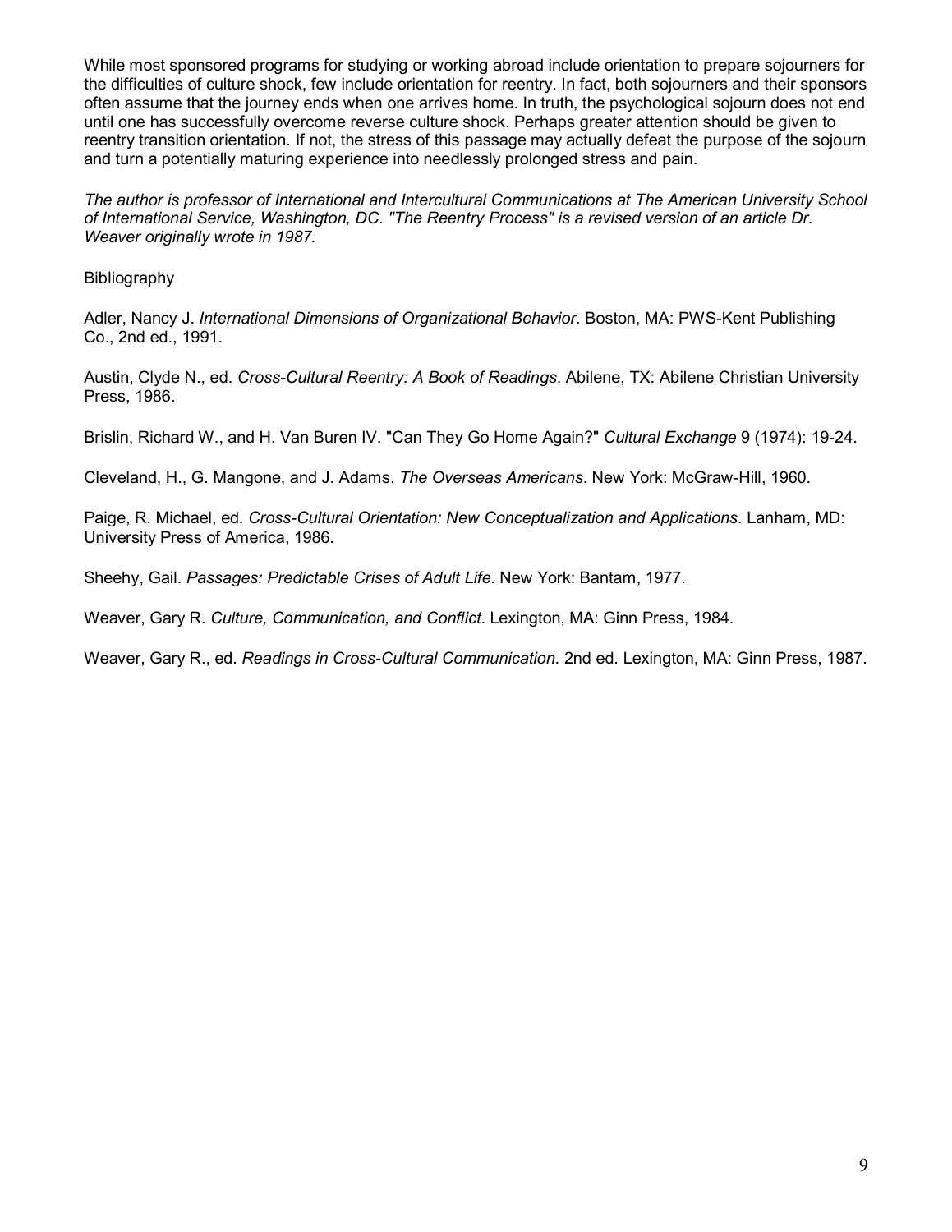While most sponsored programs for studying or working abroad include orientation to prepare sojourners for the difficulties of culture shock, few include orientation for reentry. In fact, both sojourners and their sponsors often assume that the journey ends when one arrives home. In truth, the psychological sojourn does not end until one has successfully overcome reverse culture shock. Perhaps greater attention should be given to reentry transition orientation. If not, the stress of this passage may actually defeat the purpose of the sojourn and turn a potentially maturing experience into needlessly prolonged stress and pain.

*The author is professor of International and Intercultural Communications at The American University School of International Service, Washington, DC. "The Reentry Process" is a revised version of an article Dr. Weaver originally wrote in 1987.*

Bibliography

Adler, Nancy J. *International Dimensions of Organizational Behavior*. Boston, MA: PWS-Kent Publishing Co., 2nd ed., 1991.

Austin, Clyde N., ed. *Cross-Cultural Reentry: A Book of Readings*. Abilene, TX: Abilene Christian University Press, 1986.

Brislin, Richard W., and H. Van Buren IV. "Can They Go Home Again?" *Cultural Exchange* 9 (1974): 19-24.

Cleveland, H., G. Mangone, and J. Adams. *The Overseas Americans*. New York: McGraw-Hill, 1960.

Paige, R. Michael, ed. *Cross-Cultural Orientation: New Conceptualization and Applications*. Lanham, MD: University Press of America, 1986.

Sheehy, Gail. *Passages: Predictable Crises of Adult Life*. New York: Bantam, 1977.

Weaver, Gary R. *Culture, Communication, and Conflict*. Lexington, MA: Ginn Press, 1984.

Weaver, Gary R., ed. *Readings in Cross-Cultural Communication*. 2nd ed. Lexington, MA: Ginn Press, 1987.